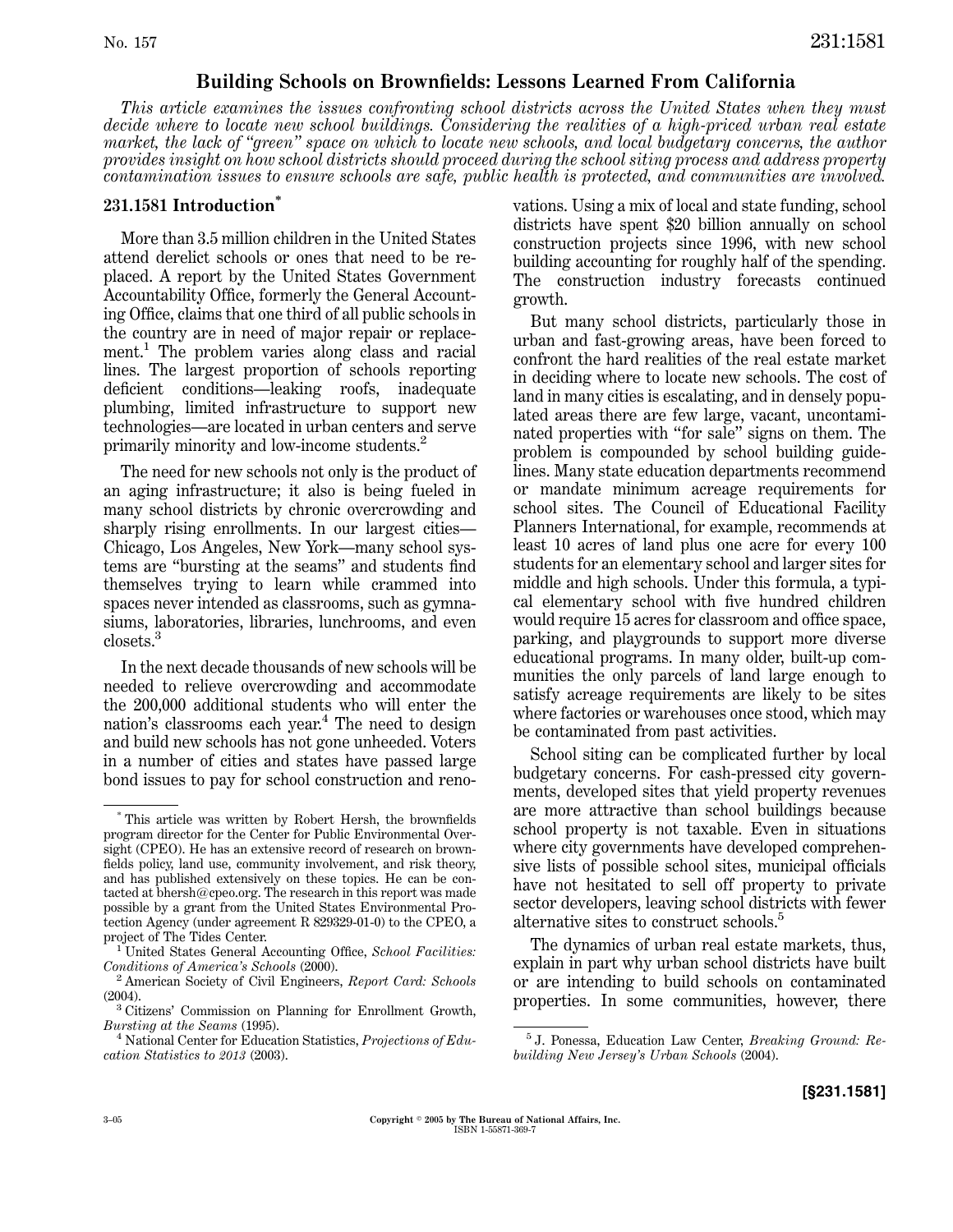# Building Schools on Brownfields: Lessons Learned From California

*This article examines the issues confronting school districts across the United States when they must decide where to locate new school buildings. Considering the realities of a high-priced urban real estate market, the lack of "green" space on which to locate new schools, and local budgetary concerns, the author provides insight on how school districts should proceed during the school siting process and address property contamination issues to ensure schools are safe, public health is protected, and communities are involved.*

## 231.1581 Introduction*

More than 3.5 million children in the United States attend derelict schools or ones that need to be replaced. A report by the United States Government Accountability Office, formerly the General Accounting Office, claims that one third of all public schools in the country are in need of major repair or replacement.[1] The problem varies along class and racial lines. The largest proportion of schools reporting deficient conditions—leaking roofs, inadequate plumbing, limited infrastructure to support new technologies—are located in urban centers and serve primarily minority and low-income students.[2]

The need for new schools not only is the product of an aging infrastructure; it also is being fueled in many school districts by chronic overcrowding and sharply rising enrollments. In our largest cities—Chicago, Los Angeles, New York—many school systems are "bursting at the seams" and students find themselves trying to learn while crammed into spaces never intended as classrooms, such as gymnasiums, laboratories, libraries, lunchrooms, and even closets.[3]

In the next decade thousands of new schools will be needed to relieve overcrowding and accommodate the 200,000 additional students who will enter the nation's classrooms each year.[4] The need to design and build new schools has not gone unheeded. Voters in a number of cities and states have passed large bond issues to pay for school construction and renovations. Using a mix of local and state funding, school districts have spent $20 billion annually on school construction projects since 1996, with new school building accounting for roughly half of the spending. The construction industry forecasts continued growth.

But many school districts, particularly those in urban and fast-growing areas, have been forced to confront the hard realities of the real estate market in deciding where to locate new schools. The cost of land in many cities is escalating, and in densely populated areas there are few large, vacant, uncontaminated properties with "for sale" signs on them. The problem is compounded by school building guidelines. Many state education departments recommend or mandate minimum acreage requirements for school sites. The Council of Educational Facility Planners International, for example, recommends at least 10 acres of land plus one acre for every 100 students for an elementary school and larger sites for middle and high schools. Under this formula, a typical elementary school with five hundred children would require 15 acres for classroom and office space, parking, and playgrounds to support more diverse educational programs. In many older, built-up communities the only parcels of land large enough to satisfy acreage requirements are likely to be sites where factories or warehouses once stood, which may be contaminated from past activities.

School siting can be complicated further by local budgetary concerns. For cash-pressed city governments, developed sites that yield property revenues are more attractive than school buildings because school property is not taxable. Even in situations where city governments have developed comprehensive lists of possible school sites, municipal officials have not hesitated to sell off property to private sector developers, leaving school districts with fewer alternative sites to construct schools.[5]

The dynamics of urban real estate markets, thus, explain in part why urban school districts have built or are intending to build schools on contaminated properties. In some communities, however, there

---

\* This article was written by Robert Hersh, the brownfields program director for the Center for Public Environmental Oversight (CPEO). He has an extensive record of research on brownfields policy, land use, community involvement, and risk theory, and has published extensively on these topics. He can be contacted at bhersh@cpeo.org. The research in this report was made possible by a grant from the United States Environmental Protection Agency (under agreement R 829329-01-0) to the CPEO, a project of The Tides Center.

[1] United States General Accounting Office, *School Facilities: Conditions of America's Schools* (2000).

[2] American Society of Civil Engineers, *Report Card: Schools* (2004).

[3] Citizens' Commission on Planning for Enrollment Growth, *Bursting at the Seams* (1995).

[4] National Center for Education Statistics, *Projections of Education Statistics to 2013* (2003).

[5] J. Ponessa, Education Law Center, *Breaking Ground: Rebuilding New Jersey's Urban Schools* (2004).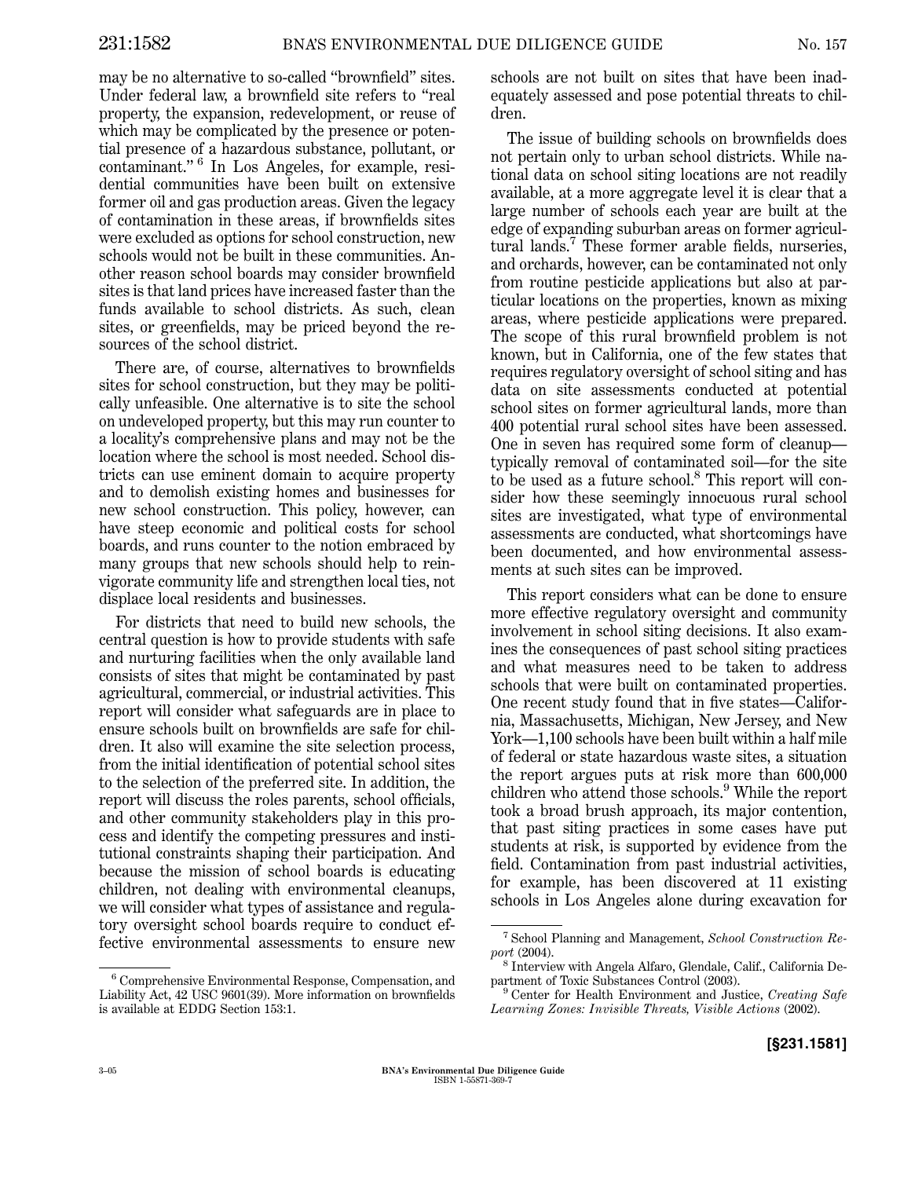may be no alternative to so-called "brownfield" sites. Under federal law, a brownfield site refers to "real property, the expansion, redevelopment, or reuse of which may be complicated by the presence or potential presence of a hazardous substance, pollutant, or contaminant."[6] In Los Angeles, for example, residential communities have been built on extensive former oil and gas production areas. Given the legacy of contamination in these areas, if brownfields sites were excluded as options for school construction, new schools would not be built in these communities. Another reason school boards may consider brownfield sites is that land prices have increased faster than the funds available to school districts. As such, clean sites, or greenfields, may be priced beyond the resources of the school district.

There are, of course, alternatives to brownfields sites for school construction, but they may be politically unfeasible. One alternative is to site the school on undeveloped property, but this may run counter to a locality's comprehensive plans and may not be the location where the school is most needed. School districts can use eminent domain to acquire property and to demolish existing homes and businesses for new school construction. This policy, however, can have steep economic and political costs for school boards, and runs counter to the notion embraced by many groups that new schools should help to reinvigorate community life and strengthen local ties, not displace local residents and businesses.

For districts that need to build new schools, the central question is how to provide students with safe and nurturing facilities when the only available land consists of sites that might be contaminated by past agricultural, commercial, or industrial activities. This report will consider what safeguards are in place to ensure schools built on brownfields are safe for children. It also will examine the site selection process, from the initial identification of potential school sites to the selection of the preferred site. In addition, the report will discuss the roles parents, school officials, and other community stakeholders play in this process and identify the competing pressures and institutional constraints shaping their participation. And because the mission of school boards is educating children, not dealing with environmental cleanups, we will consider what types of assistance and regulatory oversight school boards require to conduct effective environmental assessments to ensure new schools are not built on sites that have been inadequately assessed and pose potential threats to children.

The issue of building schools on brownfields does not pertain only to urban school districts. While national data on school siting locations are not readily available, at a more aggregate level it is clear that a large number of schools each year are built at the edge of expanding suburban areas on former agricultural lands.[7] These former arable fields, nurseries, and orchards, however, can be contaminated not only from routine pesticide applications but also at particular locations on the properties, known as mixing areas, where pesticide applications were prepared. The scope of this rural brownfield problem is not known, but in California, one of the few states that requires regulatory oversight of school siting and has data on site assessments conducted at potential school sites on former agricultural lands, more than 400 potential rural school sites have been assessed. One in seven has required some form of cleanup—typically removal of contaminated soil—for the site to be used as a future school.[8] This report will consider how these seemingly innocuous rural school sites are investigated, what type of environmental assessments are conducted, what shortcomings have been documented, and how environmental assessments at such sites can be improved.

This report considers what can be done to ensure more effective regulatory oversight and community involvement in school siting decisions. It also examines the consequences of past school siting practices and what measures need to be taken to address schools that were built on contaminated properties. One recent study found that in five states—California, Massachusetts, Michigan, New Jersey, and New York—1,100 schools have been built within a half mile of federal or state hazardous waste sites, a situation the report argues puts at risk more than 600,000 children who attend those schools.[9] While the report took a broad brush approach, its major contention, that past siting practices in some cases have put students at risk, is supported by evidence from the field. Contamination from past industrial activities, for example, has been discovered at 11 existing schools in Los Angeles alone during excavation for

---

[6] Comprehensive Environmental Response, Compensation, and Liability Act, 42 USC 9601(39). More information on brownfields is available at EDDG Section 153:1.

[7] School Planning and Management, *School Construction Report* (2004).

[8] Interview with Angela Alfaro, Glendale, Calif., California Department of Toxic Substances Control (2003).

[9] Center for Health Environment and Justice, *Creating Safe Learning Zones: Invisible Threats, Visible Actions* (2002).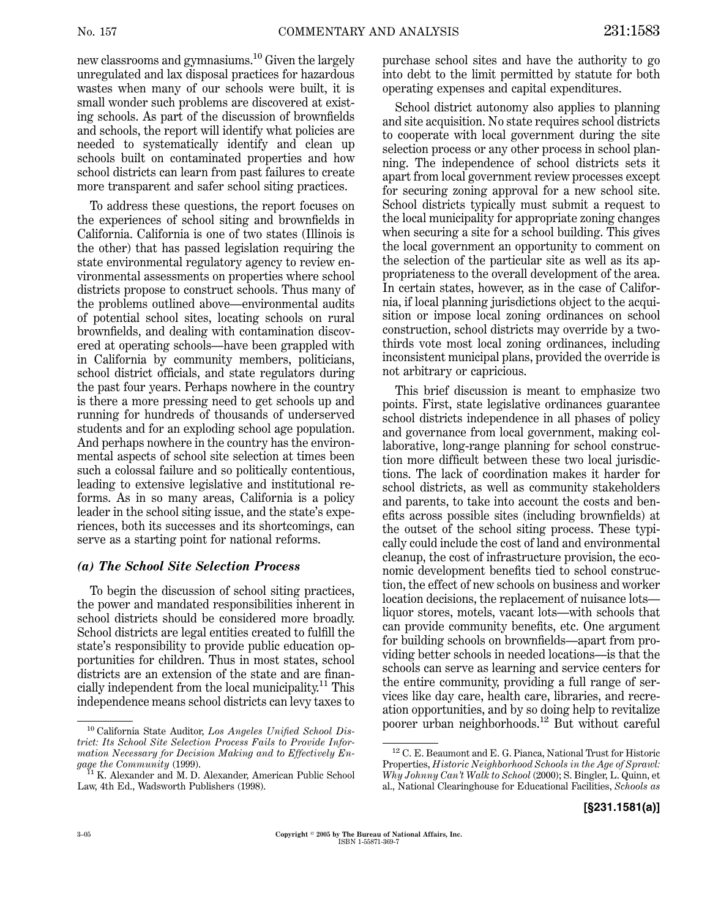new classrooms and gymnasiums.[10] Given the largely unregulated and lax disposal practices for hazardous wastes when many of our schools were built, it is small wonder such problems are discovered at existing schools. As part of the discussion of brownfields and schools, the report will identify what policies are needed to systematically identify and clean up schools built on contaminated properties and how school districts can learn from past failures to create more transparent and safer school siting practices.

To address these questions, the report focuses on the experiences of school siting and brownfields in California. California is one of two states (Illinois is the other) that has passed legislation requiring the state environmental regulatory agency to review environmental assessments on properties where school districts propose to construct schools. Thus many of the problems outlined above—environmental audits of potential school sites, locating schools on rural brownfields, and dealing with contamination discovered at operating schools—have been grappled with in California by community members, politicians, school district officials, and state regulators during the past four years. Perhaps nowhere in the country is there a more pressing need to get schools up and running for hundreds of thousands of underserved students and for an exploding school age population. And perhaps nowhere in the country has the environmental aspects of school site selection at times been such a colossal failure and so politically contentious, leading to extensive legislative and institutional reforms. As in so many areas, California is a policy leader in the school siting issue, and the state's experiences, both its successes and its shortcomings, can serve as a starting point for national reforms.

### *(a) The School Site Selection Process*

To begin the discussion of school siting practices, the power and mandated responsibilities inherent in school districts should be considered more broadly. School districts are legal entities created to fulfill the state's responsibility to provide public education opportunities for children. Thus in most states, school districts are an extension of the state and are financially independent from the local municipality.[11] This independence means school districts can levy taxes to purchase school sites and have the authority to go into debt to the limit permitted by statute for both operating expenses and capital expenditures.

School district autonomy also applies to planning and site acquisition. No state requires school districts to cooperate with local government during the site selection process or any other process in school planning. The independence of school districts sets it apart from local government review processes except for securing zoning approval for a new school site. School districts typically must submit a request to the local municipality for appropriate zoning changes when securing a site for a school building. This gives the local government an opportunity to comment on the selection of the particular site as well as its appropriateness to the overall development of the area. In certain states, however, as in the case of California, if local planning jurisdictions object to the acquisition or impose local zoning ordinances on school construction, school districts may override by a two-thirds vote most local zoning ordinances, including inconsistent municipal plans, provided the override is not arbitrary or capricious.

This brief discussion is meant to emphasize two points. First, state legislative ordinances guarantee school districts independence in all phases of policy and governance from local government, making collaborative, long-range planning for school construction more difficult between these two local jurisdictions. The lack of coordination makes it harder for school districts, as well as community stakeholders and parents, to take into account the costs and benefits across possible sites (including brownfields) at the outset of the school siting process. These typically could include the cost of land and environmental cleanup, the cost of infrastructure provision, the economic development benefits tied to school construction, the effect of new schools on business and worker location decisions, the replacement of nuisance lots—liquor stores, motels, vacant lots—with schools that can provide community benefits, etc. One argument for building schools on brownfields—apart from providing better schools in needed locations—is that the schools can serve as learning and service centers for the entire community, providing a full range of services like day care, health care, libraries, and recreation opportunities, and by so doing help to revitalize poorer urban neighborhoods.[12] But without careful

---

[10] California State Auditor, *Los Angeles Unified School District: Its School Site Selection Process Fails to Provide Information Necessary for Decision Making and to Effectively Engage the Community* (1999).

[11] K. Alexander and M. D. Alexander, American Public School Law, 4th Ed., Wadsworth Publishers (1998).

[12] C. E. Beaumont and E. G. Pianca, National Trust for Historic Properties, *Historic Neighborhood Schools in the Age of Sprawl: Why Johnny Can't Walk to School* (2000); S. Bingler, L. Quinn, et al., National Clearinghouse for Educational Facilities, *Schools as*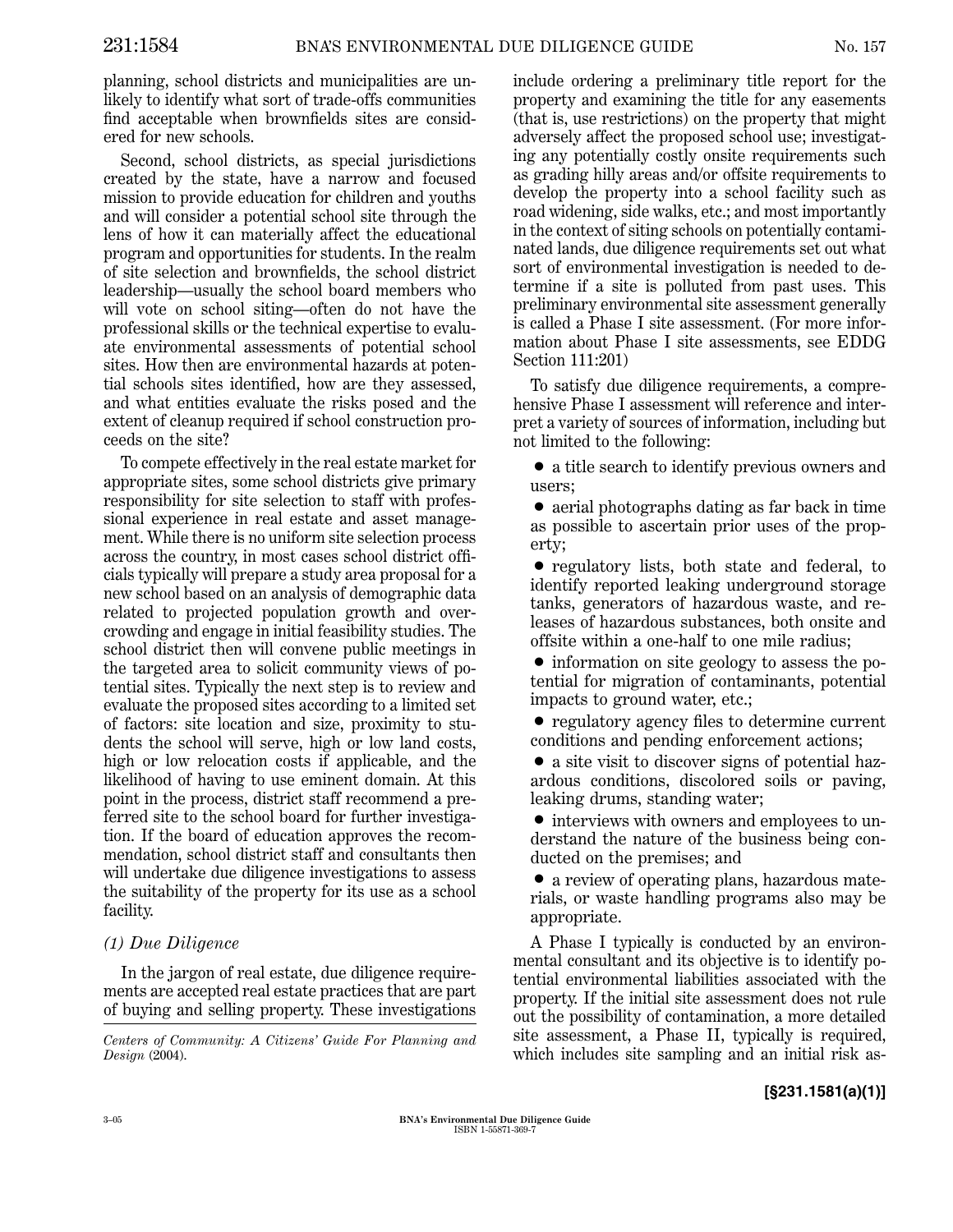planning, school districts and municipalities are unlikely to identify what sort of trade-offs communities find acceptable when brownfields sites are considered for new schools.

Second, school districts, as special jurisdictions created by the state, have a narrow and focused mission to provide education for children and youths and will consider a potential school site through the lens of how it can materially affect the educational program and opportunities for students. In the realm of site selection and brownfields, the school district leadership—usually the school board members who will vote on school siting—often do not have the professional skills or the technical expertise to evaluate environmental assessments of potential school sites. How then are environmental hazards at potential schools sites identified, how are they assessed, and what entities evaluate the risks posed and the extent of cleanup required if school construction proceeds on the site?

To compete effectively in the real estate market for appropriate sites, some school districts give primary responsibility for site selection to staff with professional experience in real estate and asset management. While there is no uniform site selection process across the country, in most cases school district officials typically will prepare a study area proposal for a new school based on an analysis of demographic data related to projected population growth and overcrowding and engage in initial feasibility studies. The school district then will convene public meetings in the targeted area to solicit community views of potential sites. Typically the next step is to review and evaluate the proposed sites according to a limited set of factors: site location and size, proximity to students the school will serve, high or low land costs, high or low relocation costs if applicable, and the likelihood of having to use eminent domain. At this point in the process, district staff recommend a preferred site to the school board for further investigation. If the board of education approves the recommendation, school district staff and consultants then will undertake due diligence investigations to assess the suitability of the property for its use as a school facility.

### *(1) Due Diligence*

In the jargon of real estate, due diligence requirements are accepted real estate practices that are part of buying and selling property. These investigations include ordering a preliminary title report for the property and examining the title for any easements (that is, use restrictions) on the property that might adversely affect the proposed school use; investigating any potentially costly onsite requirements such as grading hilly areas and/or offsite requirements to develop the property into a school facility such as road widening, side walks, etc.; and most importantly in the context of siting schools on potentially contaminated lands, due diligence requirements set out what sort of environmental investigation is needed to determine if a site is polluted from past uses. This preliminary environmental site assessment generally is called a Phase I site assessment. (For more information about Phase I site assessments, see EDDG Section 111:201)

To satisfy due diligence requirements, a comprehensive Phase I assessment will reference and interpret a variety of sources of information, including but not limited to the following:

- a title search to identify previous owners and users;
- aerial photographs dating as far back in time as possible to ascertain prior uses of the property;
- regulatory lists, both state and federal, to identify reported leaking underground storage tanks, generators of hazardous waste, and releases of hazardous substances, both onsite and offsite within a one-half to one mile radius;
- information on site geology to assess the potential for migration of contaminants, potential impacts to ground water, etc.;
- regulatory agency files to determine current conditions and pending enforcement actions;
- a site visit to discover signs of potential hazardous conditions, discolored soils or paving, leaking drums, standing water;
- interviews with owners and employees to understand the nature of the business being conducted on the premises; and
- a review of operating plans, hazardous materials, or waste handling programs also may be appropriate.

A Phase I typically is conducted by an environmental consultant and its objective is to identify potential environmental liabilities associated with the property. If the initial site assessment does not rule out the possibility of contamination, a more detailed site assessment, a Phase II, typically is required, which includes site sampling and an initial risk as-

---

*Centers of Community: A Citizens' Guide For Planning and Design* (2004).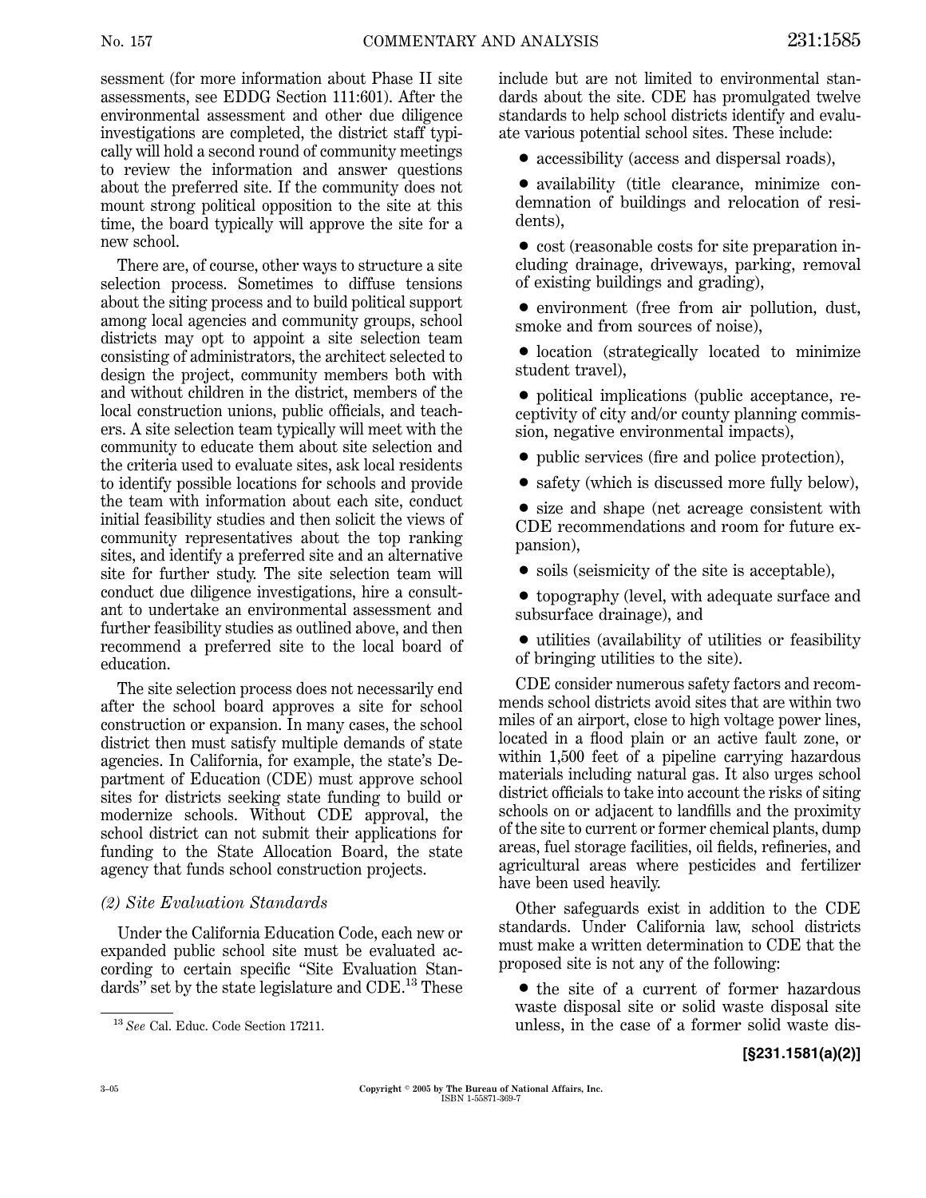sessment (for more information about Phase II site assessments, see EDDG Section 111:601). After the environmental assessment and other due diligence investigations are completed, the district staff typically will hold a second round of community meetings to review the information and answer questions about the preferred site. If the community does not mount strong political opposition to the site at this time, the board typically will approve the site for a new school.

There are, of course, other ways to structure a site selection process. Sometimes to diffuse tensions about the siting process and to build political support among local agencies and community groups, school districts may opt to appoint a site selection team consisting of administrators, the architect selected to design the project, community members both with and without children in the district, members of the local construction unions, public officials, and teachers. A site selection team typically will meet with the community to educate them about site selection and the criteria used to evaluate sites, ask local residents to identify possible locations for schools and provide the team with information about each site, conduct initial feasibility studies and then solicit the views of community representatives about the top ranking sites, and identify a preferred site and an alternative site for further study. The site selection team will conduct due diligence investigations, hire a consultant to undertake an environmental assessment and further feasibility studies as outlined above, and then recommend a preferred site to the local board of education.

The site selection process does not necessarily end after the school board approves a site for school construction or expansion. In many cases, the school district then must satisfy multiple demands of state agencies. In California, for example, the state's Department of Education (CDE) must approve school sites for districts seeking state funding to build or modernize schools. Without CDE approval, the school district can not submit their applications for funding to the State Allocation Board, the state agency that funds school construction projects.

*(2) Site Evaluation Standards*

Under the California Education Code, each new or expanded public school site must be evaluated according to certain specific "Site Evaluation Standards" set by the state legislature and CDE.[13] These include but are not limited to environmental standards about the site. CDE has promulgated twelve standards to help school districts identify and evaluate various potential school sites. These include:

- accessibility (access and dispersal roads),
- availability (title clearance, minimize condemnation of buildings and relocation of residents),
- cost (reasonable costs for site preparation including drainage, driveways, parking, removal of existing buildings and grading),
- environment (free from air pollution, dust, smoke and from sources of noise),
- location (strategically located to minimize student travel),
- political implications (public acceptance, receptivity of city and/or county planning commission, negative environmental impacts),
- public services (fire and police protection),
- safety (which is discussed more fully below),
- size and shape (net acreage consistent with CDE recommendations and room for future expansion),
- soils (seismicity of the site is acceptable),
- topography (level, with adequate surface and subsurface drainage), and
- utilities (availability of utilities or feasibility of bringing utilities to the site).

CDE consider numerous safety factors and recommends school districts avoid sites that are within two miles of an airport, close to high voltage power lines, located in a flood plain or an active fault zone, or within 1,500 feet of a pipeline carrying hazardous materials including natural gas. It also urges school district officials to take into account the risks of siting schools on or adjacent to landfills and the proximity of the site to current or former chemical plants, dump areas, fuel storage facilities, oil fields, refineries, and agricultural areas where pesticides and fertilizer have been used heavily.

Other safeguards exist in addition to the CDE standards. Under California law, school districts must make a written determination to CDE that the proposed site is not any of the following:

- the site of a current of former hazardous waste disposal site or solid waste disposal site unless, in the case of a former solid waste dis-

[13] *See* Cal. Educ. Code Section 17211.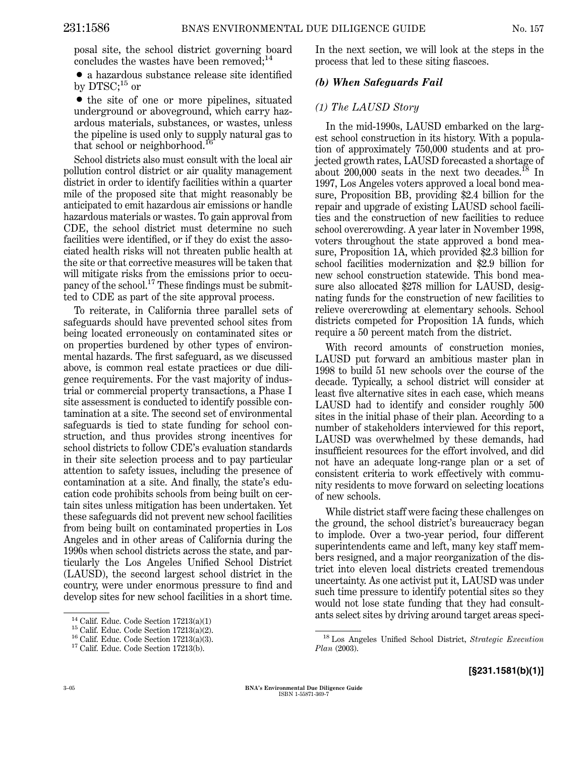posal site, the school district governing board concludes the wastes have been removed;[14]

- a hazardous substance release site identified by DTSC;[15] or
- the site of one or more pipelines, situated underground or aboveground, which carry hazardous materials, substances, or wastes, unless the pipeline is used only to supply natural gas to that school or neighborhood.[16]

School districts also must consult with the local air pollution control district or air quality management district in order to identify facilities within a quarter mile of the proposed site that might reasonably be anticipated to emit hazardous air emissions or handle hazardous materials or wastes. To gain approval from CDE, the school district must determine no such facilities were identified, or if they do exist the associated health risks will not threaten public health at the site or that corrective measures will be taken that will mitigate risks from the emissions prior to occupancy of the school.[17] These findings must be submitted to CDE as part of the site approval process.

To reiterate, in California three parallel sets of safeguards should have prevented school sites from being located erroneously on contaminated sites or on properties burdened by other types of environmental hazards. The first safeguard, as we discussed above, is common real estate practices or due diligence requirements. For the vast majority of industrial or commercial property transactions, a Phase I site assessment is conducted to identify possible contamination at a site. The second set of environmental safeguards is tied to state funding for school construction, and thus provides strong incentives for school districts to follow CDE's evaluation standards in their site selection process and to pay particular attention to safety issues, including the presence of contamination at a site. And finally, the state's education code prohibits schools from being built on certain sites unless mitigation has been undertaken. Yet these safeguards did not prevent new school facilities from being built on contaminated properties in Los Angeles and in other areas of California during the 1990s when school districts across the state, and particularly the Los Angeles Unified School District (LAUSD), the second largest school district in the country, were under enormous pressure to find and develop sites for new school facilities in a short time. In the next section, we will look at the steps in the process that led to these siting fiascoes.

### *(b) When Safeguards Fail*

#### *(1) The LAUSD Story*

In the mid-1990s, LAUSD embarked on the largest school construction in its history. With a population of approximately 750,000 students and at projected growth rates, LAUSD forecasted a shortage of about 200,000 seats in the next two decades.[18] In 1997, Los Angeles voters approved a local bond measure, Proposition BB, providing $2.4 billion for the repair and upgrade of existing LAUSD school facilities and the construction of new facilities to reduce school overcrowding. A year later in November 1998, voters throughout the state approved a bond measure, Proposition 1A, which provided $2.3 billion for school facilities modernization and $2.9 billion for new school construction statewide. This bond measure also allocated $278 million for LAUSD, designating funds for the construction of new facilities to relieve overcrowding at elementary schools. School districts competed for Proposition 1A funds, which require a 50 percent match from the district.

With record amounts of construction monies, LAUSD put forward an ambitious master plan in 1998 to build 51 new schools over the course of the decade. Typically, a school district will consider at least five alternative sites in each case, which means LAUSD had to identify and consider roughly 500 sites in the initial phase of their plan. According to a number of stakeholders interviewed for this report, LAUSD was overwhelmed by these demands, had insufficient resources for the effort involved, and did not have an adequate long-range plan or a set of consistent criteria to work effectively with community residents to move forward on selecting locations of new schools.

While district staff were facing these challenges on the ground, the school district's bureaucracy began to implode. Over a two-year period, four different superintendents came and left, many key staff members resigned, and a major reorganization of the district into eleven local districts created tremendous uncertainty. As one activist put it, LAUSD was under such time pressure to identify potential sites so they would not lose state funding that they had consultants select sites by driving around target areas speci-

---

[14] Calif. Educ. Code Section 17213(a)(1)

[15] Calif. Educ. Code Section 17213(a)(2).

[16] Calif. Educ. Code Section 17213(a)(3).

[17] Calif. Educ. Code Section 17213(b).

[18] Los Angeles Unified School District, *Strategic Execution Plan* (2003).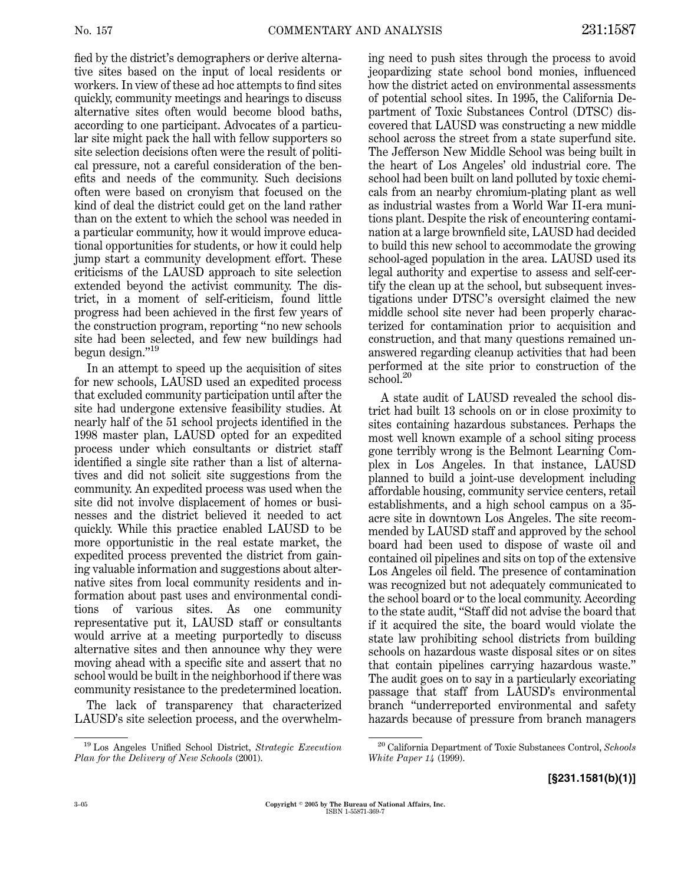fied by the district's demographers or derive alternative sites based on the input of local residents or workers. In view of these ad hoc attempts to find sites quickly, community meetings and hearings to discuss alternative sites often would become blood baths, according to one participant. Advocates of a particular site might pack the hall with fellow supporters so site selection decisions often were the result of political pressure, not a careful consideration of the benefits and needs of the community. Such decisions often were based on cronyism that focused on the kind of deal the district could get on the land rather than on the extent to which the school was needed in a particular community, how it would improve educational opportunities for students, or how it could help jump start a community development effort. These criticisms of the LAUSD approach to site selection extended beyond the activist community. The district, in a moment of self-criticism, found little progress had been achieved in the first few years of the construction program, reporting "no new schools site had been selected, and few new buildings had begun design."[19]

In an attempt to speed up the acquisition of sites for new schools, LAUSD used an expedited process that excluded community participation until after the site had undergone extensive feasibility studies. At nearly half of the 51 school projects identified in the 1998 master plan, LAUSD opted for an expedited process under which consultants or district staff identified a single site rather than a list of alternatives and did not solicit site suggestions from the community. An expedited process was used when the site did not involve displacement of homes or businesses and the district believed it needed to act quickly. While this practice enabled LAUSD to be more opportunistic in the real estate market, the expedited process prevented the district from gaining valuable information and suggestions about alternative sites from local community residents and information about past uses and environmental conditions of various sites. As one community representative put it, LAUSD staff or consultants would arrive at a meeting purportedly to discuss alternative sites and then announce why they were moving ahead with a specific site and assert that no school would be built in the neighborhood if there was community resistance to the predetermined location.

The lack of transparency that characterized LAUSD's site selection process, and the overwhelming need to push sites through the process to avoid jeopardizing state school bond monies, influenced how the district acted on environmental assessments of potential school sites. In 1995, the California Department of Toxic Substances Control (DTSC) discovered that LAUSD was constructing a new middle school across the street from a state superfund site. The Jefferson New Middle School was being built in the heart of Los Angeles' old industrial core. The school had been built on land polluted by toxic chemicals from an nearby chromium-plating plant as well as industrial wastes from a World War II-era munitions plant. Despite the risk of encountering contamination at a large brownfield site, LAUSD had decided to build this new school to accommodate the growing school-aged population in the area. LAUSD used its legal authority and expertise to assess and self-certify the clean up at the school, but subsequent investigations under DTSC's oversight claimed the new middle school site never had been properly characterized for contamination prior to acquisition and construction, and that many questions remained unanswered regarding cleanup activities that had been performed at the site prior to construction of the school.[20]

A state audit of LAUSD revealed the school district had built 13 schools on or in close proximity to sites containing hazardous substances. Perhaps the most well known example of a school siting process gone terribly wrong is the Belmont Learning Complex in Los Angeles. In that instance, LAUSD planned to build a joint-use development including affordable housing, community service centers, retail establishments, and a high school campus on a 35-acre site in downtown Los Angeles. The site recommended by LAUSD staff and approved by the school board had been used to dispose of waste oil and contained oil pipelines and sits on top of the extensive Los Angeles oil field. The presence of contamination was recognized but not adequately communicated to the school board or to the local community. According to the state audit, "Staff did not advise the board that if it acquired the site, the board would violate the state law prohibiting school districts from building schools on hazardous waste disposal sites or on sites that contain pipelines carrying hazardous waste." The audit goes on to say in a particularly excoriating passage that staff from LAUSD's environmental branch "underreported environmental and safety hazards because of pressure from branch managers

[19] Los Angeles Unified School District, *Strategic Execution Plan for the Delivery of New Schools* (2001).

[20] California Department of Toxic Substances Control, *Schools White Paper 14* (1999).

**[§231.1581(b)(1)]**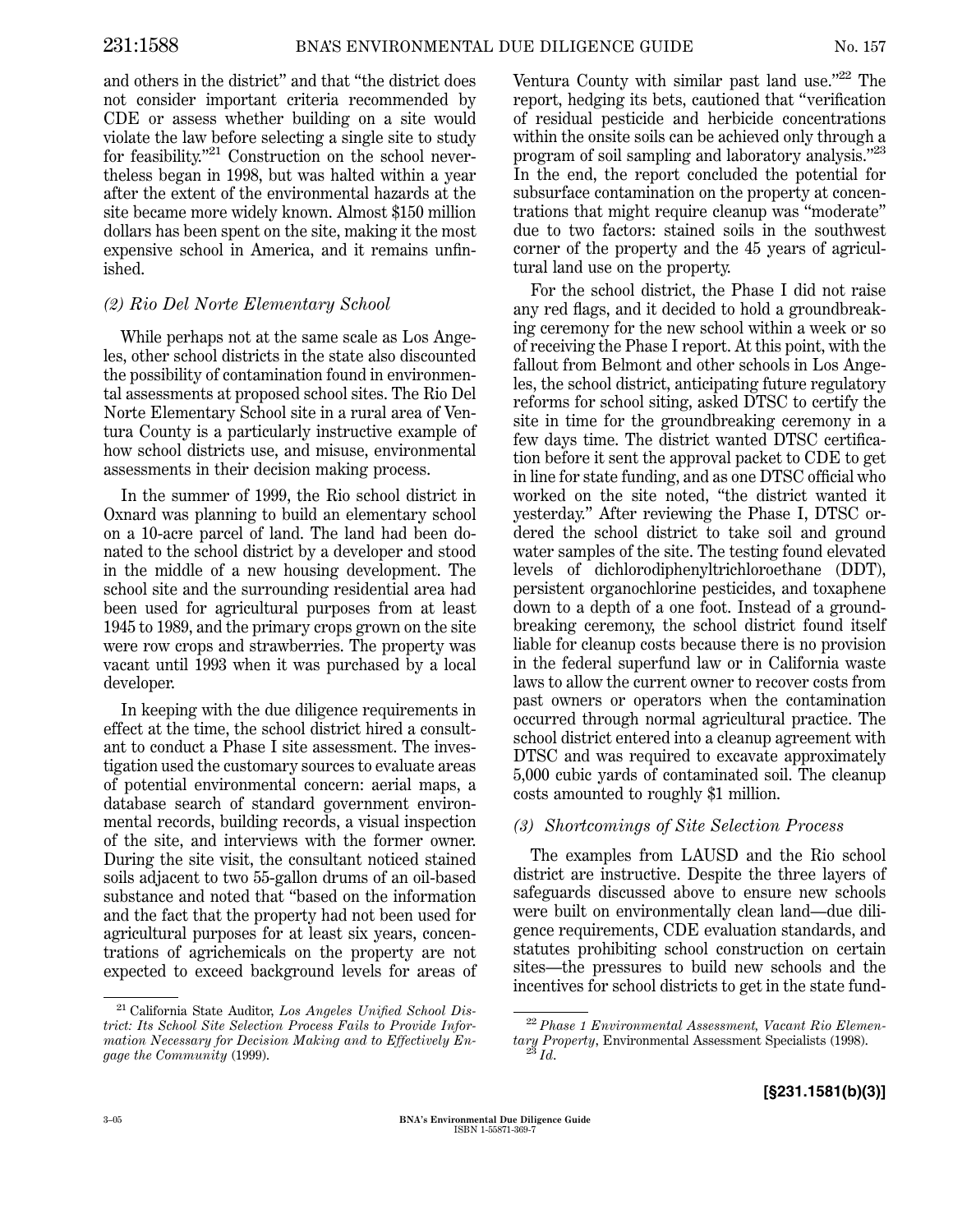and others in the district" and that "the district does not consider important criteria recommended by CDE or assess whether building on a site would violate the law before selecting a single site to study for feasibility."[21] Construction on the school nevertheless began in 1998, but was halted within a year after the extent of the environmental hazards at the site became more widely known. Almost $150 million dollars has been spent on the site, making it the most expensive school in America, and it remains unfinished.

### *(2) Rio Del Norte Elementary School*

While perhaps not at the same scale as Los Angeles, other school districts in the state also discounted the possibility of contamination found in environmental assessments at proposed school sites. The Rio Del Norte Elementary School site in a rural area of Ventura County is a particularly instructive example of how school districts use, and misuse, environmental assessments in their decision making process.

In the summer of 1999, the Rio school district in Oxnard was planning to build an elementary school on a 10-acre parcel of land. The land had been donated to the school district by a developer and stood in the middle of a new housing development. The school site and the surrounding residential area had been used for agricultural purposes from at least 1945 to 1989, and the primary crops grown on the site were row crops and strawberries. The property was vacant until 1993 when it was purchased by a local developer.

In keeping with the due diligence requirements in effect at the time, the school district hired a consultant to conduct a Phase I site assessment. The investigation used the customary sources to evaluate areas of potential environmental concern: aerial maps, a database search of standard government environmental records, building records, a visual inspection of the site, and interviews with the former owner. During the site visit, the consultant noticed stained soils adjacent to two 55-gallon drums of an oil-based substance and noted that "based on the information and the fact that the property had not been used for agricultural purposes for at least six years, concentrations of agrichemicals on the property are not expected to exceed background levels for areas of Ventura County with similar past land use."[22] The report, hedging its bets, cautioned that "verification of residual pesticide and herbicide concentrations within the onsite soils can be achieved only through a program of soil sampling and laboratory analysis."[23] In the end, the report concluded the potential for subsurface contamination on the property at concentrations that might require cleanup was "moderate" due to two factors: stained soils in the southwest corner of the property and the 45 years of agricultural land use on the property.

For the school district, the Phase I did not raise any red flags, and it decided to hold a groundbreaking ceremony for the new school within a week or so of receiving the Phase I report. At this point, with the fallout from Belmont and other schools in Los Angeles, the school district, anticipating future regulatory reforms for school siting, asked DTSC to certify the site in time for the groundbreaking ceremony in a few days time. The district wanted DTSC certification before it sent the approval packet to CDE to get in line for state funding, and as one DTSC official who worked on the site noted, "the district wanted it yesterday." After reviewing the Phase I, DTSC ordered the school district to take soil and ground water samples of the site. The testing found elevated levels of dichlorodiphenyltrichloroethane (DDT), persistent organochlorine pesticides, and toxaphene down to a depth of a one foot. Instead of a groundbreaking ceremony, the school district found itself liable for cleanup costs because there is no provision in the federal superfund law or in California waste laws to allow the current owner to recover costs from past owners or operators when the contamination occurred through normal agricultural practice. The school district entered into a cleanup agreement with DTSC and was required to excavate approximately 5,000 cubic yards of contaminated soil. The cleanup costs amounted to roughly $1 million.

### *(3) Shortcomings of Site Selection Process*

The examples from LAUSD and the Rio school district are instructive. Despite the three layers of safeguards discussed above to ensure new schools were built on environmentally clean land—due diligence requirements, CDE evaluation standards, and statutes prohibiting school construction on certain sites—the pressures to build new schools and the incentives for school districts to get in the state fund-

---

[21] California State Auditor, *Los Angeles Unified School District: Its School Site Selection Process Fails to Provide Information Necessary for Decision Making and to Effectively Engage the Community* (1999).

[22] *Phase 1 Environmental Assessment, Vacant Rio Elementary Property*, Environmental Assessment Specialists (1998).

[23] *Id.*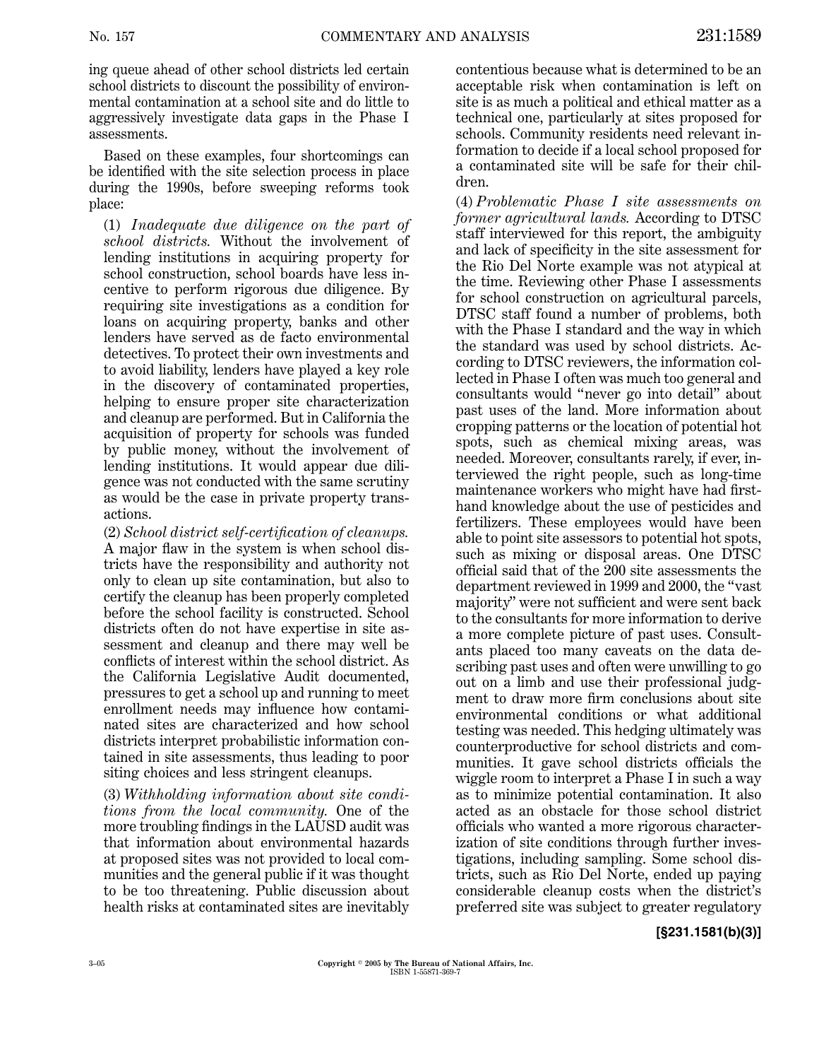ing queue ahead of other school districts led certain school districts to discount the possibility of environmental contamination at a school site and do little to aggressively investigate data gaps in the Phase I assessments.

Based on these examples, four shortcomings can be identified with the site selection process in place during the 1990s, before sweeping reforms took place:

(1) *Inadequate due diligence on the part of school districts.* Without the involvement of lending institutions in acquiring property for school construction, school boards have less incentive to perform rigorous due diligence. By requiring site investigations as a condition for loans on acquiring property, banks and other lenders have served as de facto environmental detectives. To protect their own investments and to avoid liability, lenders have played a key role in the discovery of contaminated properties, helping to ensure proper site characterization and cleanup are performed. But in California the acquisition of property for schools was funded by public money, without the involvement of lending institutions. It would appear due diligence was not conducted with the same scrutiny as would be the case in private property transactions.

(2) *School district self-certification of cleanups.* A major flaw in the system is when school districts have the responsibility and authority not only to clean up site contamination, but also to certify the cleanup has been properly completed before the school facility is constructed. School districts often do not have expertise in site assessment and cleanup and there may well be conflicts of interest within the school district. As the California Legislative Audit documented, pressures to get a school up and running to meet enrollment needs may influence how contaminated sites are characterized and how school districts interpret probabilistic information contained in site assessments, thus leading to poor siting choices and less stringent cleanups.

(3) *Withholding information about site conditions from the local community.* One of the more troubling findings in the LAUSD audit was that information about environmental hazards at proposed sites was not provided to local communities and the general public if it was thought to be too threatening. Public discussion about health risks at contaminated sites are inevitably contentious because what is determined to be an acceptable risk when contamination is left on site is as much a political and ethical matter as a technical one, particularly at sites proposed for schools. Community residents need relevant information to decide if a local school proposed for a contaminated site will be safe for their children.

(4) *Problematic Phase I site assessments on former agricultural lands.* According to DTSC staff interviewed for this report, the ambiguity and lack of specificity in the site assessment for the Rio Del Norte example was not atypical at the time. Reviewing other Phase I assessments for school construction on agricultural parcels, DTSC staff found a number of problems, both with the Phase I standard and the way in which the standard was used by school districts. According to DTSC reviewers, the information collected in Phase I often was much too general and consultants would "never go into detail" about past uses of the land. More information about cropping patterns or the location of potential hot spots, such as chemical mixing areas, was needed. Moreover, consultants rarely, if ever, interviewed the right people, such as long-time maintenance workers who might have had first-hand knowledge about the use of pesticides and fertilizers. These employees would have been able to point site assessors to potential hot spots, such as mixing or disposal areas. One DTSC official said that of the 200 site assessments the department reviewed in 1999 and 2000, the "vast majority" were not sufficient and were sent back to the consultants for more information to derive a more complete picture of past uses. Consultants placed too many caveats on the data describing past uses and often were unwilling to go out on a limb and use their professional judgment to draw more firm conclusions about site environmental conditions or what additional testing was needed. This hedging ultimately was counterproductive for school districts and communities. It gave school districts officials the wiggle room to interpret a Phase I in such a way as to minimize potential contamination. It also acted as an obstacle for those school district officials who wanted a more rigorous characterization of site conditions through further investigations, including sampling. Some school districts, such as Rio Del Norte, ended up paying considerable cleanup costs when the district's preferred site was subject to greater regulatory

**[§231.1581(b)(3)]**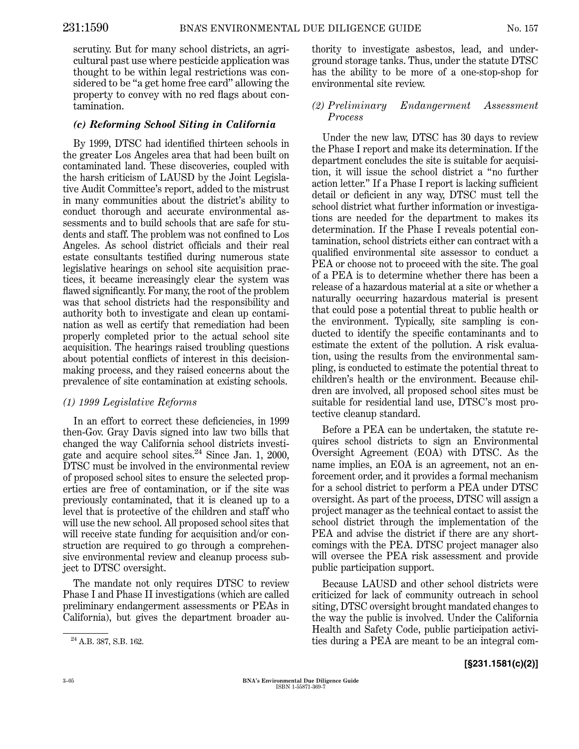scrutiny. But for many school districts, an agricultural past use where pesticide application was thought to be within legal restrictions was considered to be "a get home free card" allowing the property to convey with no red flags about contamination.

### *(c) Reforming School Siting in California*

By 1999, DTSC had identified thirteen schools in the greater Los Angeles area that had been built on contaminated land. These discoveries, coupled with the harsh criticism of LAUSD by the Joint Legislative Audit Committee's report, added to the mistrust in many communities about the district's ability to conduct thorough and accurate environmental assessments and to build schools that are safe for students and staff. The problem was not confined to Los Angeles. As school district officials and their real estate consultants testified during numerous state legislative hearings on school site acquisition practices, it became increasingly clear the system was flawed significantly. For many, the root of the problem was that school districts had the responsibility and authority both to investigate and clean up contamination as well as certify that remediation had been properly completed prior to the actual school site acquisition. The hearings raised troubling questions about potential conflicts of interest in this decision-making process, and they raised concerns about the prevalence of site contamination at existing schools.

#### *(1) 1999 Legislative Reforms*

In an effort to correct these deficiencies, in 1999 then-Gov. Gray Davis signed into law two bills that changed the way California school districts investigate and acquire school sites.[24] Since Jan. 1, 2000, DTSC must be involved in the environmental review of proposed school sites to ensure the selected properties are free of contamination, or if the site was previously contaminated, that it is cleaned up to a level that is protective of the children and staff who will use the new school. All proposed school sites that will receive state funding for acquisition and/or construction are required to go through a comprehensive environmental review and cleanup process subject to DTSC oversight.

The mandate not only requires DTSC to review Phase I and Phase II investigations (which are called preliminary endangerment assessments or PEAs in California), but gives the department broader authority to investigate asbestos, lead, and underground storage tanks. Thus, under the statute DTSC has the ability to be more of a one-stop-shop for environmental site review.

#### *(2) Preliminary Endangerment Assessment Process*

Under the new law, DTSC has 30 days to review the Phase I report and make its determination. If the department concludes the site is suitable for acquisition, it will issue the school district a "no further action letter." If a Phase I report is lacking sufficient detail or deficient in any way, DTSC must tell the school district what further information or investigations are needed for the department to makes its determination. If the Phase I reveals potential contamination, school districts either can contract with a qualified environmental site assessor to conduct a PEA or choose not to proceed with the site. The goal of a PEA is to determine whether there has been a release of a hazardous material at a site or whether a naturally occurring hazardous material is present that could pose a potential threat to public health or the environment. Typically, site sampling is conducted to identify the specific contaminants and to estimate the extent of the pollution. A risk evaluation, using the results from the environmental sampling, is conducted to estimate the potential threat to children's health or the environment. Because children are involved, all proposed school sites must be suitable for residential land use, DTSC's most protective cleanup standard.

Before a PEA can be undertaken, the statute requires school districts to sign an Environmental Oversight Agreement (EOA) with DTSC. As the name implies, an EOA is an agreement, not an enforcement order, and it provides a formal mechanism for a school district to perform a PEA under DTSC oversight. As part of the process, DTSC will assign a project manager as the technical contact to assist the school district through the implementation of the PEA and advise the district if there are any shortcomings with the PEA. DTSC project manager also will oversee the PEA risk assessment and provide public participation support.

Because LAUSD and other school districts were criticized for lack of community outreach in school siting, DTSC oversight brought mandated changes to the way the public is involved. Under the California Health and Safety Code, public participation activities during a PEA are meant to be an integral com-

---

[24] A.B. 387, S.B. 162.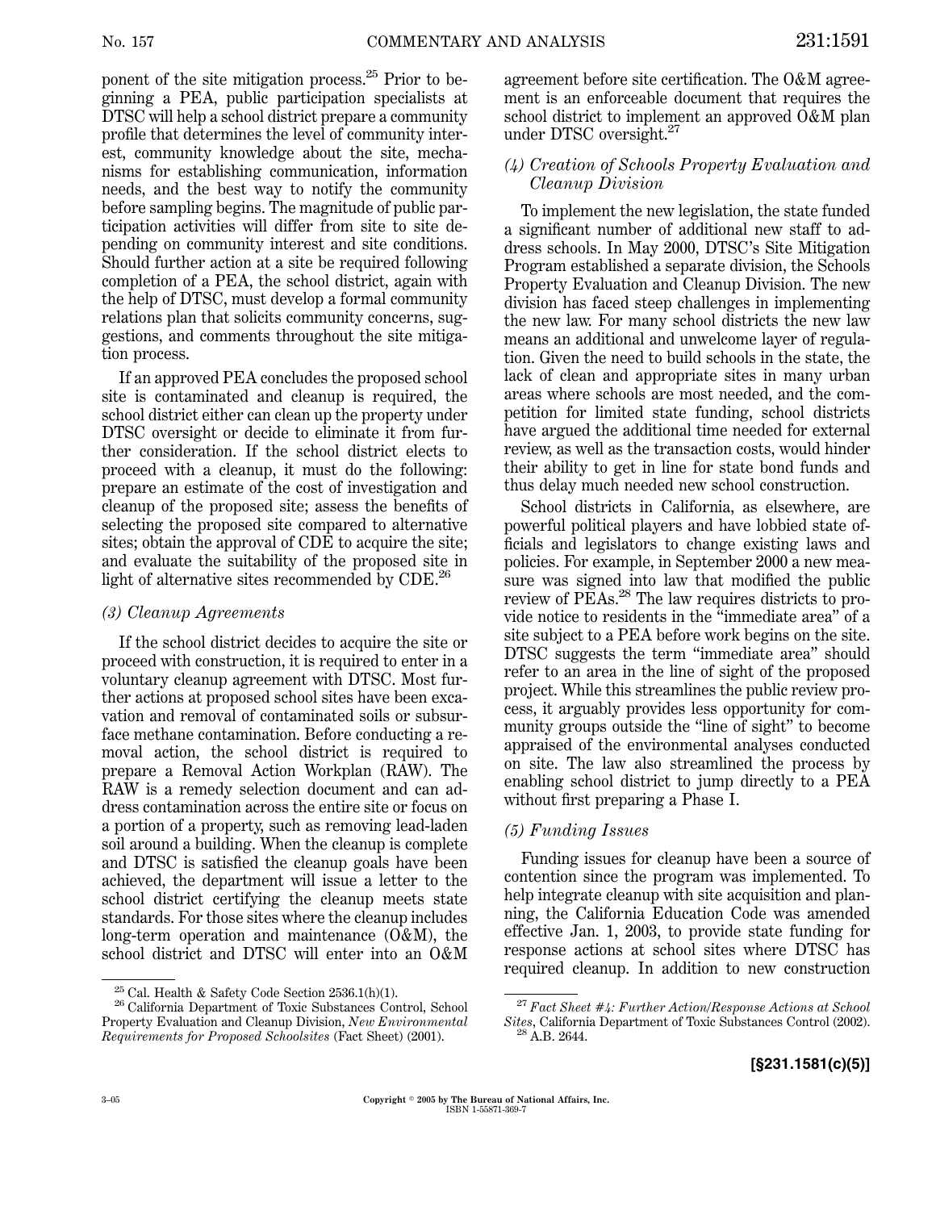ponent of the site mitigation process.[25] Prior to beginning a PEA, public participation specialists at DTSC will help a school district prepare a community profile that determines the level of community interest, community knowledge about the site, mechanisms for establishing communication, information needs, and the best way to notify the community before sampling begins. The magnitude of public participation activities will differ from site to site depending on community interest and site conditions. Should further action at a site be required following completion of a PEA, the school district, again with the help of DTSC, must develop a formal community relations plan that solicits community concerns, suggestions, and comments throughout the site mitigation process.

If an approved PEA concludes the proposed school site is contaminated and cleanup is required, the school district either can clean up the property under DTSC oversight or decide to eliminate it from further consideration. If the school district elects to proceed with a cleanup, it must do the following: prepare an estimate of the cost of investigation and cleanup of the proposed site; assess the benefits of selecting the proposed site compared to alternative sites; obtain the approval of CDE to acquire the site; and evaluate the suitability of the proposed site in light of alternative sites recommended by CDE.[26]

*(3) Cleanup Agreements*

If the school district decides to acquire the site or proceed with construction, it is required to enter in a voluntary cleanup agreement with DTSC. Most further actions at proposed school sites have been excavation and removal of contaminated soils or subsurface methane contamination. Before conducting a removal action, the school district is required to prepare a Removal Action Workplan (RAW). The RAW is a remedy selection document and can address contamination across the entire site or focus on a portion of a property, such as removing lead-laden soil around a building. When the cleanup is complete and DTSC is satisfied the cleanup goals have been achieved, the department will issue a letter to the school district certifying the cleanup meets state standards. For those sites where the cleanup includes long-term operation and maintenance (O&M), the school district and DTSC will enter into an O&M agreement before site certification. The O&M agreement is an enforceable document that requires the school district to implement an approved O&M plan under DTSC oversight.[27]

*(4) Creation of Schools Property Evaluation and Cleanup Division*

To implement the new legislation, the state funded a significant number of additional new staff to address schools. In May 2000, DTSC's Site Mitigation Program established a separate division, the Schools Property Evaluation and Cleanup Division. The new division has faced steep challenges in implementing the new law. For many school districts the new law means an additional and unwelcome layer of regulation. Given the need to build schools in the state, the lack of clean and appropriate sites in many urban areas where schools are most needed, and the competition for limited state funding, school districts have argued the additional time needed for external review, as well as the transaction costs, would hinder their ability to get in line for state bond funds and thus delay much needed new school construction.

School districts in California, as elsewhere, are powerful political players and have lobbied state officials and legislators to change existing laws and policies. For example, in September 2000 a new measure was signed into law that modified the public review of PEAs.[28] The law requires districts to provide notice to residents in the "immediate area" of a site subject to a PEA before work begins on the site. DTSC suggests the term "immediate area" should refer to an area in the line of sight of the proposed project. While this streamlines the public review process, it arguably provides less opportunity for community groups outside the "line of sight" to become appraised of the environmental analyses conducted on site. The law also streamlined the process by enabling school district to jump directly to a PEA without first preparing a Phase I.

*(5) Funding Issues*

Funding issues for cleanup have been a source of contention since the program was implemented. To help integrate cleanup with site acquisition and planning, the California Education Code was amended effective Jan. 1, 2003, to provide state funding for response actions at school sites where DTSC has required cleanup. In addition to new construction

---

[25] Cal. Health & Safety Code Section 2536.1(h)(1).

[26] California Department of Toxic Substances Control, School Property Evaluation and Cleanup Division, *New Environmental Requirements for Proposed Schoolsites* (Fact Sheet) (2001).

[27] *Fact Sheet #4: Further Action/Response Actions at School Sites*, California Department of Toxic Substances Control (2002).

[28] A.B. 2644.

**[§231.1581(c)(5)]**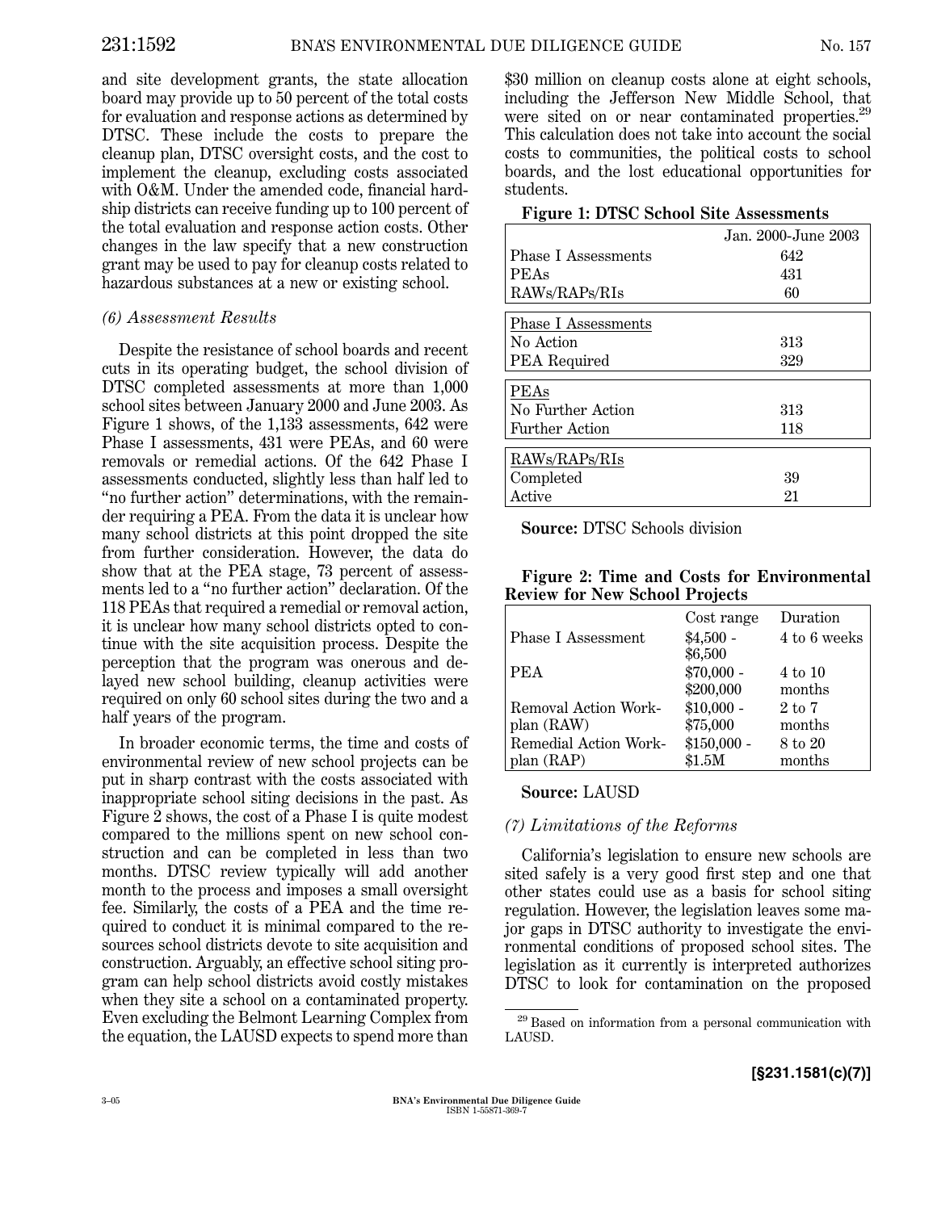and site development grants, the state allocation board may provide up to 50 percent of the total costs for evaluation and response actions as determined by DTSC. These include the costs to prepare the cleanup plan, DTSC oversight costs, and the cost to implement the cleanup, excluding costs associated with O&M. Under the amended code, financial hardship districts can receive funding up to 100 percent of the total evaluation and response action costs. Other changes in the law specify that a new construction grant may be used to pay for cleanup costs related to hazardous substances at a new or existing school.

*(6) Assessment Results*

Despite the resistance of school boards and recent cuts in its operating budget, the school division of DTSC completed assessments at more than 1,000 school sites between January 2000 and June 2003. As Figure 1 shows, of the 1,133 assessments, 642 were Phase I assessments, 431 were PEAs, and 60 were removals or remedial actions. Of the 642 Phase I assessments conducted, slightly less than half led to "no further action" determinations, with the remainder requiring a PEA. From the data it is unclear how many school districts at this point dropped the site from further consideration. However, the data do show that at the PEA stage, 73 percent of assessments led to a "no further action" declaration. Of the 118 PEAs that required a remedial or removal action, it is unclear how many school districts opted to continue with the site acquisition process. Despite the perception that the program was onerous and delayed new school building, cleanup activities were required on only 60 school sites during the two and a half years of the program.

In broader economic terms, the time and costs of environmental review of new school projects can be put in sharp contrast with the costs associated with inappropriate school siting decisions in the past. As Figure 2 shows, the cost of a Phase I is quite modest compared to the millions spent on new school construction and can be completed in less than two months. DTSC review typically will add another month to the process and imposes a small oversight fee. Similarly, the costs of a PEA and the time required to conduct it is minimal compared to the resources school districts devote to site acquisition and construction. Arguably, an effective school siting program can help school districts avoid costly mistakes when they site a school on a contaminated property. Even excluding the Belmont Learning Complex from the equation, the LAUSD expects to spend more than $30 million on cleanup costs alone at eight schools, including the Jefferson New Middle School, that were sited on or near contaminated properties.[29] This calculation does not take into account the social costs to communities, the political costs to school boards, and the lost educational opportunities for students.

**Figure 1: DTSC School Site Assessments**

| | Jan. 2000-June 2003 |
|---|---|
| Phase I Assessments | 642 |
| PEAs | 431 |
| RAWs/RAPs/RIs | 60 |
| Phase I Assessments | |
| No Action | 313 |
| PEA Required | 329 |
| PEAs | |
| No Further Action | 313 |
| Further Action | 118 |
| RAWs/RAPs/RIs | |
| Completed | 39 |
| Active | 21 |

**Source:** DTSC Schools division

**Figure 2: Time and Costs for Environmental Review for New School Projects**

| | Cost range | Duration |
|---|---|---|
| Phase I Assessment | $4,500 - $6,500 | 4 to 6 weeks |
| PEA | $70,000 - $200,000 | 4 to 10 months |
| Removal Action Workplan (RAW) | $10,000 - $75,000 | 2 to 7 months |
| Remedial Action Workplan (RAP) | $150,000 - $1.5M | 8 to 20 months |

**Source:** LAUSD

*(7) Limitations of the Reforms*

California's legislation to ensure new schools are sited safely is a very good first step and one that other states could use as a basis for school siting regulation. However, the legislation leaves some major gaps in DTSC authority to investigate the environmental conditions of proposed school sites. The legislation as it currently is interpreted authorizes DTSC to look for contamination on the proposed

[29] Based on information from a personal communication with LAUSD.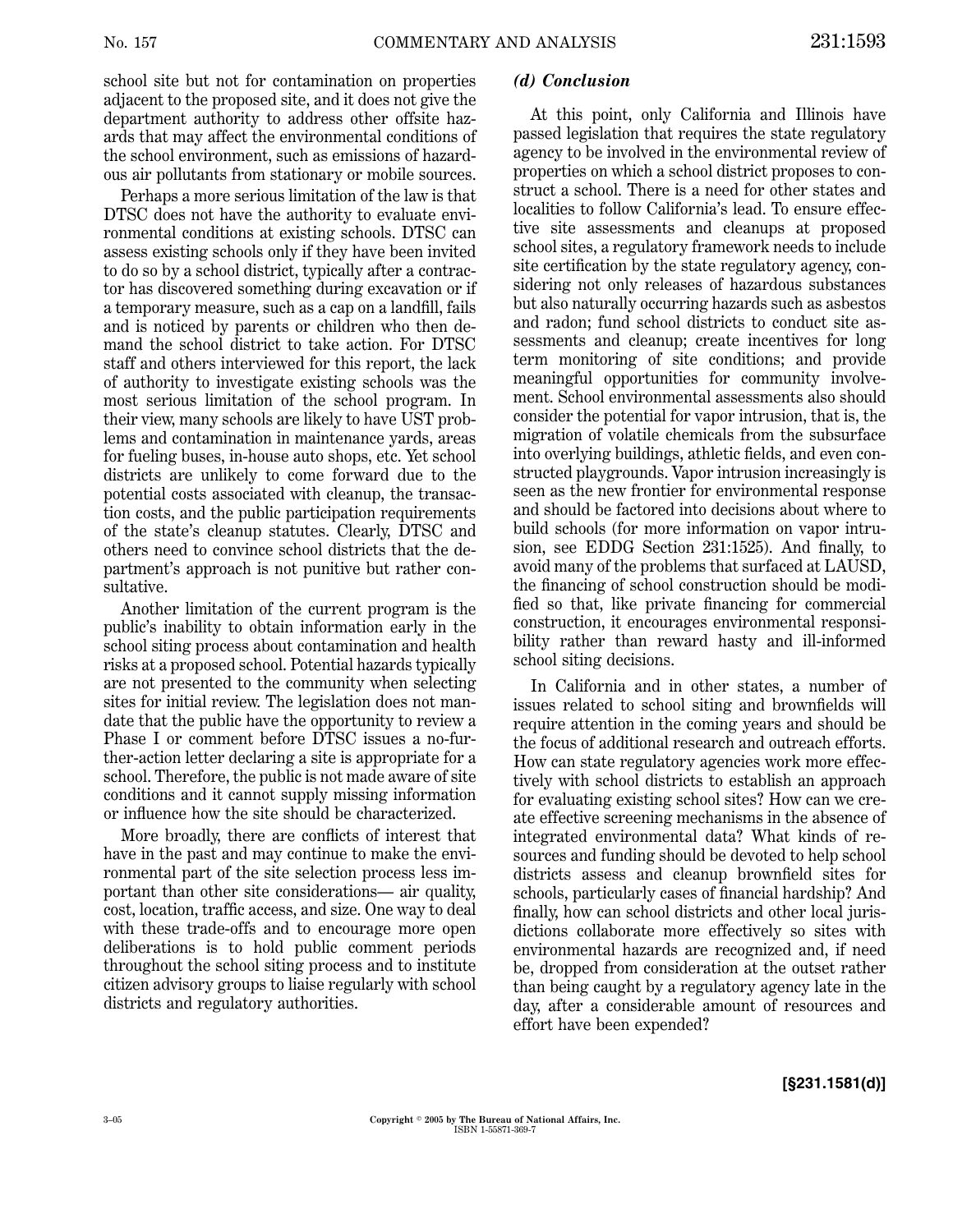school site but not for contamination on properties adjacent to the proposed site, and it does not give the department authority to address other offsite hazards that may affect the environmental conditions of the school environment, such as emissions of hazardous air pollutants from stationary or mobile sources.

Perhaps a more serious limitation of the law is that DTSC does not have the authority to evaluate environmental conditions at existing schools. DTSC can assess existing schools only if they have been invited to do so by a school district, typically after a contractor has discovered something during excavation or if a temporary measure, such as a cap on a landfill, fails and is noticed by parents or children who then demand the school district to take action. For DTSC staff and others interviewed for this report, the lack of authority to investigate existing schools was the most serious limitation of the school program. In their view, many schools are likely to have UST problems and contamination in maintenance yards, areas for fueling buses, in-house auto shops, etc. Yet school districts are unlikely to come forward due to the potential costs associated with cleanup, the transaction costs, and the public participation requirements of the state's cleanup statutes. Clearly, DTSC and others need to convince school districts that the department's approach is not punitive but rather consultative.

Another limitation of the current program is the public's inability to obtain information early in the school siting process about contamination and health risks at a proposed school. Potential hazards typically are not presented to the community when selecting sites for initial review. The legislation does not mandate that the public have the opportunity to review a Phase I or comment before DTSC issues a no-further-action letter declaring a site is appropriate for a school. Therefore, the public is not made aware of site conditions and it cannot supply missing information or influence how the site should be characterized.

More broadly, there are conflicts of interest that have in the past and may continue to make the environmental part of the site selection process less important than other site considerations— air quality, cost, location, traffic access, and size. One way to deal with these trade-offs and to encourage more open deliberations is to hold public comment periods throughout the school siting process and to institute citizen advisory groups to liaise regularly with school districts and regulatory authorities.

### *(d) Conclusion*

At this point, only California and Illinois have passed legislation that requires the state regulatory agency to be involved in the environmental review of properties on which a school district proposes to construct a school. There is a need for other states and localities to follow California's lead. To ensure effective site assessments and cleanups at proposed school sites, a regulatory framework needs to include site certification by the state regulatory agency, considering not only releases of hazardous substances but also naturally occurring hazards such as asbestos and radon; fund school districts to conduct site assessments and cleanup; create incentives for long term monitoring of site conditions; and provide meaningful opportunities for community involvement. School environmental assessments also should consider the potential for vapor intrusion, that is, the migration of volatile chemicals from the subsurface into overlying buildings, athletic fields, and even constructed playgrounds. Vapor intrusion increasingly is seen as the new frontier for environmental response and should be factored into decisions about where to build schools (for more information on vapor intrusion, see EDDG Section 231:1525). And finally, to avoid many of the problems that surfaced at LAUSD, the financing of school construction should be modified so that, like private financing for commercial construction, it encourages environmental responsibility rather than reward hasty and ill-informed school siting decisions.

In California and in other states, a number of issues related to school siting and brownfields will require attention in the coming years and should be the focus of additional research and outreach efforts. How can state regulatory agencies work more effectively with school districts to establish an approach for evaluating existing school sites? How can we create effective screening mechanisms in the absence of integrated environmental data? What kinds of resources and funding should be devoted to help school districts assess and cleanup brownfield sites for schools, particularly cases of financial hardship? And finally, how can school districts and other local jurisdictions collaborate more effectively so sites with environmental hazards are recognized and, if need be, dropped from consideration at the outset rather than being caught by a regulatory agency late in the day, after a considerable amount of resources and effort have been expended?

**[§231.1581(d)]**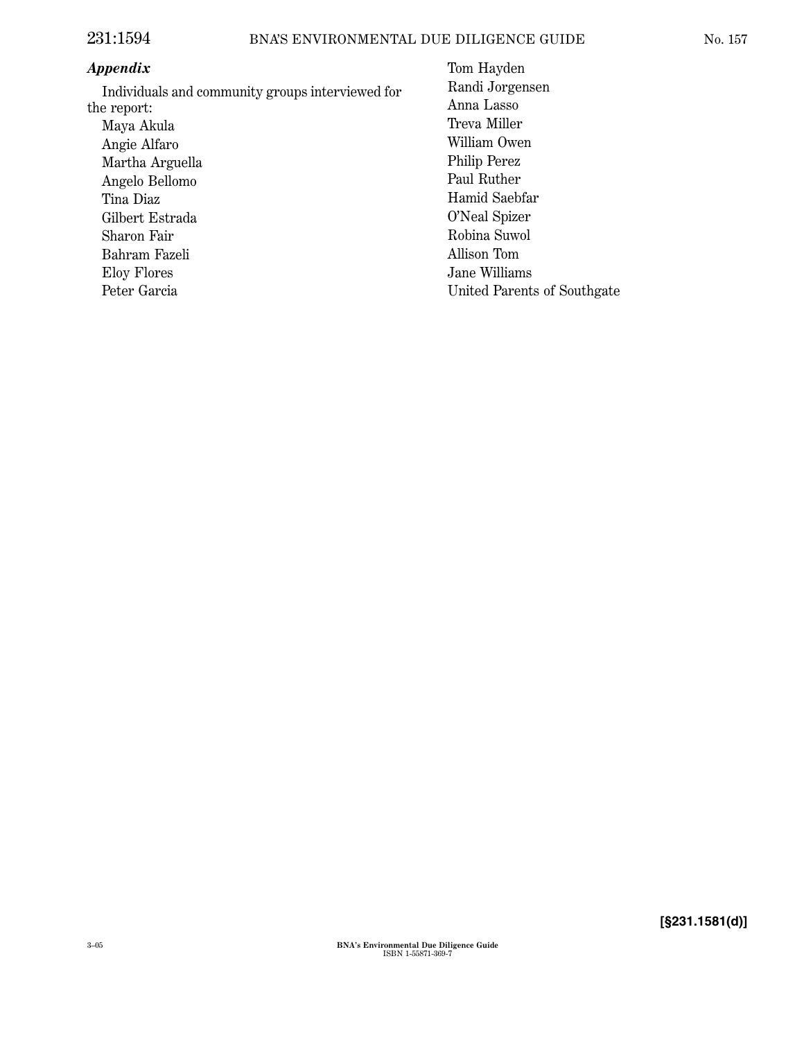### *Appendix*

Individuals and community groups interviewed for the report:

Maya Akula
Angie Alfaro
Martha Arguella
Angelo Bellomo
Tina Diaz
Gilbert Estrada
Sharon Fair
Bahram Fazeli
Eloy Flores
Peter Garcia
Tom Hayden
Randi Jorgensen
Anna Lasso
Treva Miller
William Owen
Philip Perez
Paul Ruther
Hamid Saebfar
O'Neal Spizer
Robina Suwol
Allison Tom
Jane Williams
United Parents of Southgate

**[§231.1581(d)]**